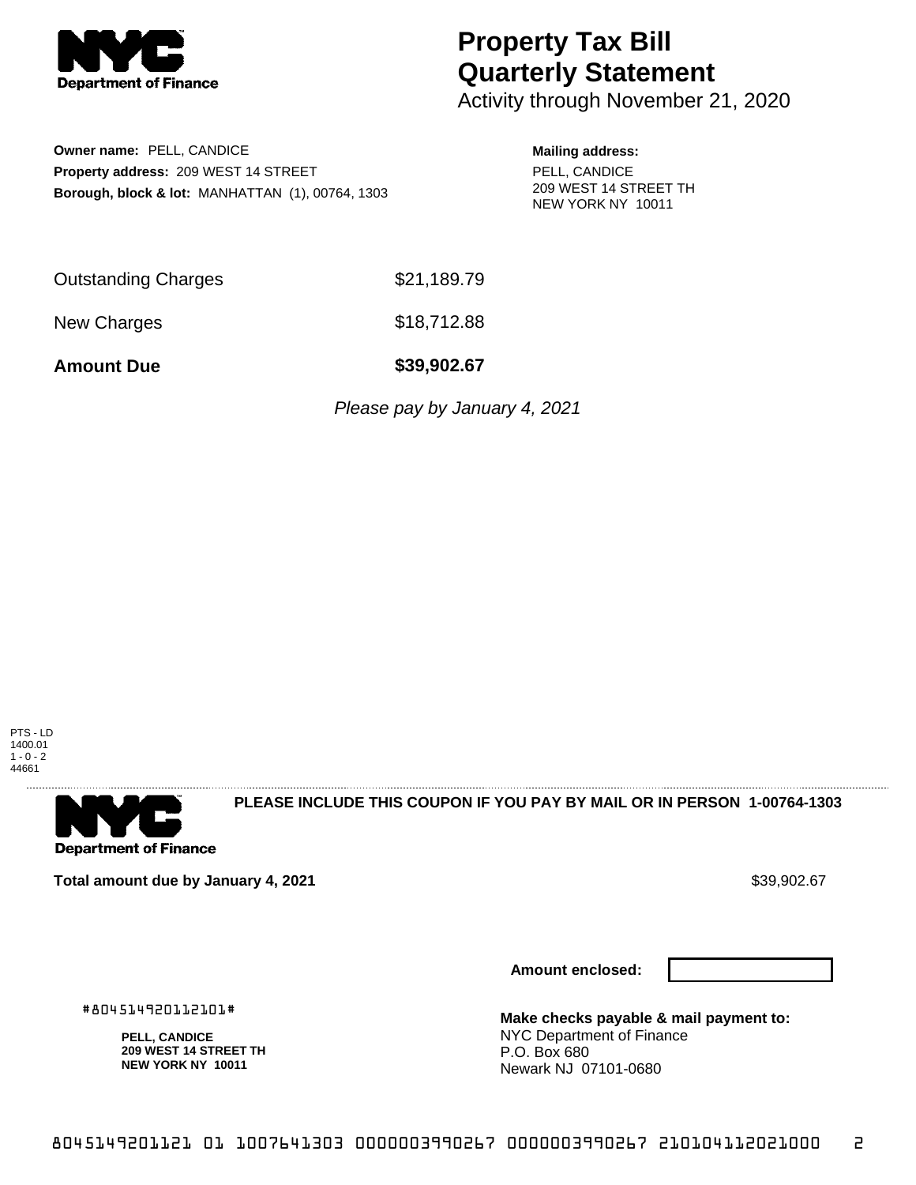# Property Tax Bill Quarterly Statement

Activity through November 21, 2020

**Owner name:** PELL, CANDICE
**Property address:** 209 WEST 14 STREET
**Borough, block & lot:** MANHATTAN (1), 00764, 1303

**Mailing address:**
PELL, CANDICE
209 WEST 14 STREET TH
NEW YORK NY 10011

| | |
|---|---|
| Outstanding Charges | $21,189.79 |
| New Charges | $18,712.88 |
| **Amount Due** | **$39,902.67** |

*Please pay by January 4, 2021*

PTS - LD
1400.01
1 - 0 - 2
44661

**PLEASE INCLUDE THIS COUPON IF YOU PAY BY MAIL OR IN PERSON 1-00764-1303**

**Total amount due by January 4, 2021** $39,902.67

**Amount enclosed:**

#804514920112101#

**PELL, CANDICE**
**209 WEST 14 STREET TH**
**NEW YORK NY 10011**

**Make checks payable & mail payment to:**
NYC Department of Finance
P.O. Box 680
Newark NJ 07101-0680

8045149201121 01 1007641303 0000003990267 0000003990267 210104112021000 2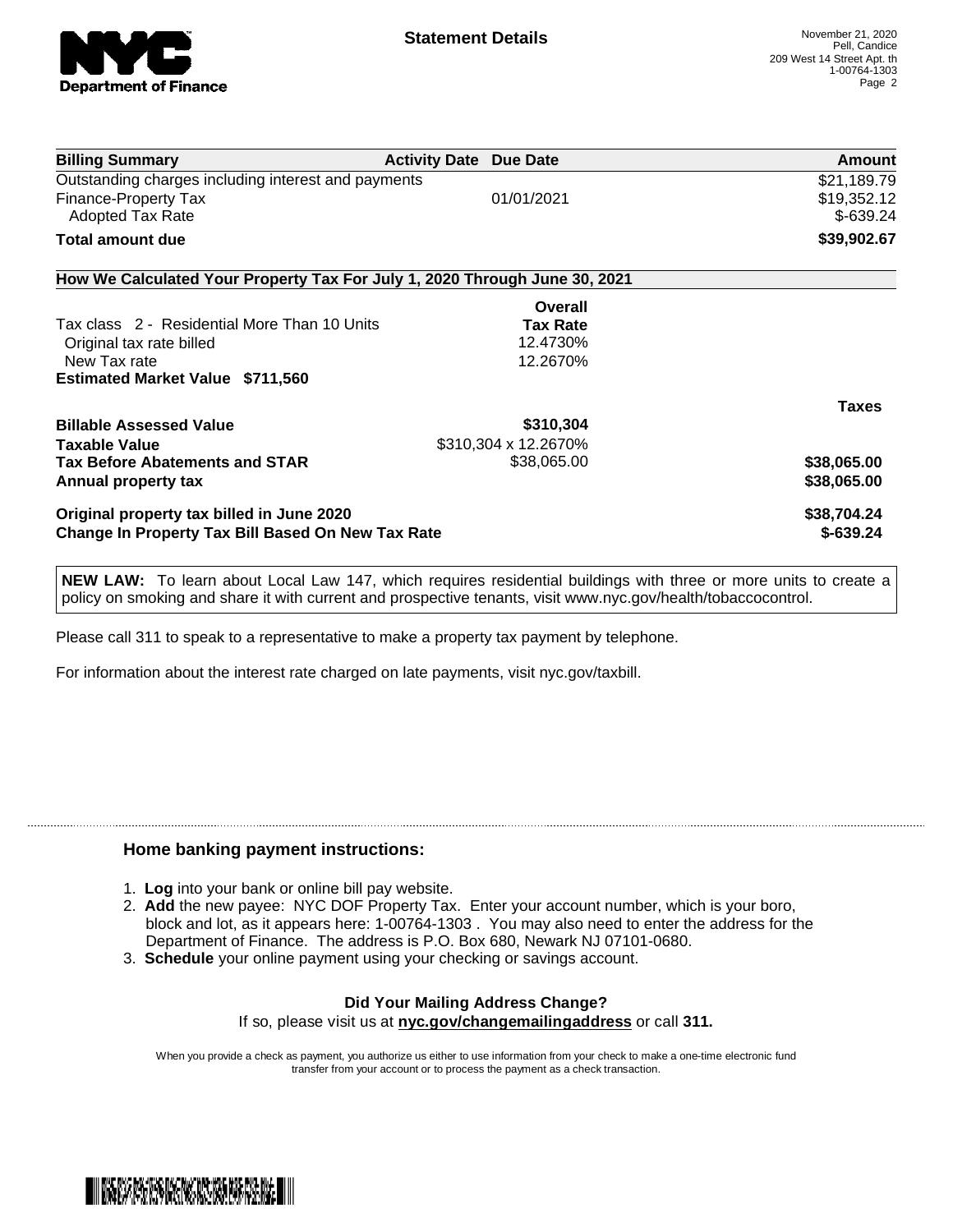**Statement Details**

November 21, 2020
Pell, Candice
209 West 14 Street Apt. th
1-00764-1303

| Billing Summary | Activity Date | Due Date | Amount |
|---|---|---|---|
| Outstanding charges including interest and payments | | | $21,189.79 |
| Finance-Property Tax | | 01/01/2021 | $19,352.12 |
| Adopted Tax Rate | | | $-639.24 |
| **Total amount due** | | | **$39,902.67** |

## How We Calculated Your Property Tax For July 1, 2020 Through June 30, 2021

| | Overall Tax Rate | |
|---|---|---|
| Tax class 2 - Residential More Than 10 Units | | |
| Original tax rate billed | 12.4730% | |
| New Tax rate | 12.2670% | |
| **Estimated Market Value $711,560** | | |

| | | Taxes |
|---|---|---|
| **Billable Assessed Value** | **$310,304** | |
| **Taxable Value** | $310,304 x 12.2670% | |
| **Tax Before Abatements and STAR** | $38,065.00 | **$38,065.00** |
| **Annual property tax** | | **$38,065.00** |
| **Original property tax billed in June 2020** | | **$38,704.24** |
| **Change In Property Tax Bill Based On New Tax Rate** | | **$-639.24** |

**NEW LAW:** To learn about Local Law 147, which requires residential buildings with three or more units to create a policy on smoking and share it with current and prospective tenants, visit www.nyc.gov/health/tobaccocontrol.

Please call 311 to speak to a representative to make a property tax payment by telephone.

For information about the interest rate charged on late payments, visit nyc.gov/taxbill.

### Home banking payment instructions:

1. **Log** into your bank or online bill pay website.
2. **Add** the new payee: NYC DOF Property Tax. Enter your account number, which is your boro, block and lot, as it appears here: 1-00764-1303 . You may also need to enter the address for the Department of Finance. The address is P.O. Box 680, Newark NJ 07101-0680.
3. **Schedule** your online payment using your checking or savings account.

**Did Your Mailing Address Change?**

If so, please visit us at **nyc.gov/changemailingaddress** or call **311.**

When you provide a check as payment, you authorize us either to use information from your check to make a one-time electronic fund transfer from your account or to process the payment as a check transaction.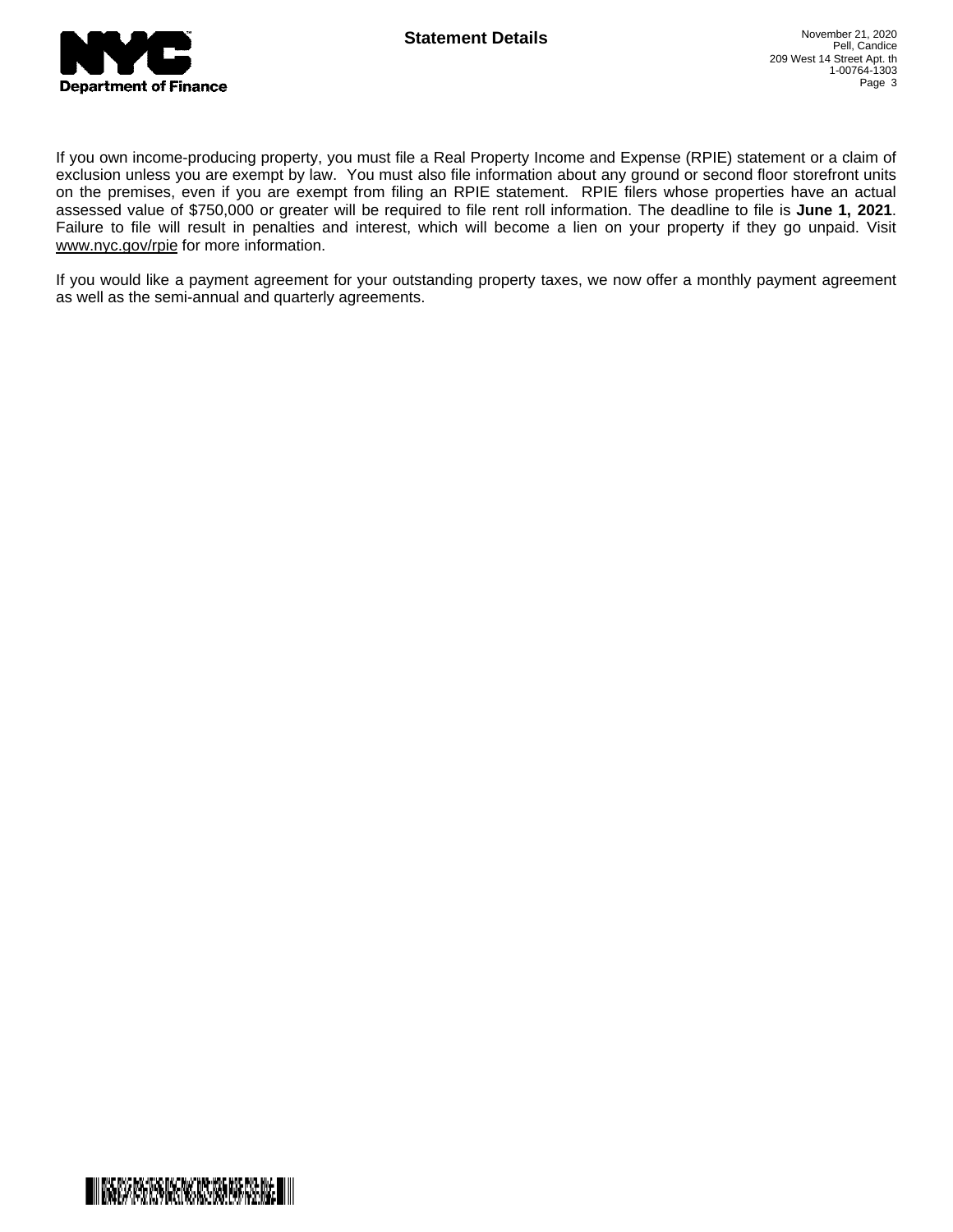If you own income-producing property, you must file a Real Property Income and Expense (RPIE) statement or a claim of exclusion unless you are exempt by law. You must also file information about any ground or second floor storefront units on the premises, even if you are exempt from filing an RPIE statement. RPIE filers whose properties have an actual assessed value of $750,000 or greater will be required to file rent roll information. The deadline to file is **June 1, 2021**. Failure to file will result in penalties and interest, which will become a lien on your property if they go unpaid. Visit www.nyc.gov/rpie for more information.

If you would like a payment agreement for your outstanding property taxes, we now offer a monthly payment agreement as well as the semi-annual and quarterly agreements.